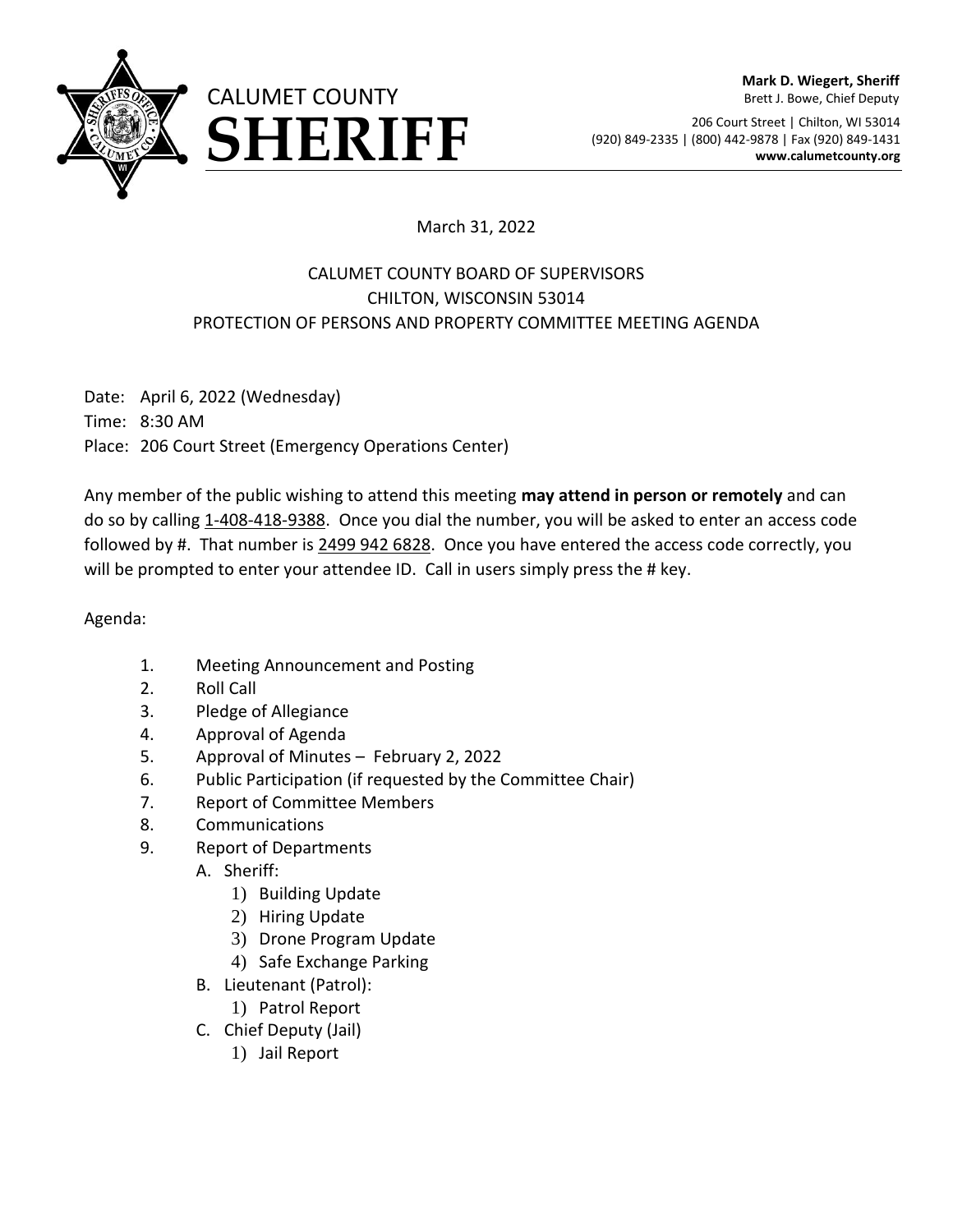CALUMET COUNTY
# SHERIFF

**Mark D. Wiegert, Sheriff**
Brett J. Bowe, Chief Deputy

206 Court Street | Chilton, WI 53014
(920) 849-2335 | (800) 442-9878 | Fax (920) 849-1431
**www.calumetcounty.org**

March 31, 2022

CALUMET COUNTY BOARD OF SUPERVISORS
CHILTON, WISCONSIN 53014
PROTECTION OF PERSONS AND PROPERTY COMMITTEE MEETING AGENDA

Date: April 6, 2022 (Wednesday)
Time: 8:30 AM
Place: 206 Court Street (Emergency Operations Center)

Any member of the public wishing to attend this meeting **may attend in person or remotely** and can do so by calling 1-408-418-9388. Once you dial the number, you will be asked to enter an access code followed by #. That number is 2499 942 6828. Once you have entered the access code correctly, you will be prompted to enter your attendee ID. Call in users simply press the # key.

Agenda:

1. Meeting Announcement and Posting
2. Roll Call
3. Pledge of Allegiance
4. Approval of Agenda
5. Approval of Minutes – February 2, 2022
6. Public Participation (if requested by the Committee Chair)
7. Report of Committee Members
8. Communications
9. Report of Departments
   - A. Sheriff:
     1) Building Update
     2) Hiring Update
     3) Drone Program Update
     4) Safe Exchange Parking
   - B. Lieutenant (Patrol):
     1) Patrol Report
   - C. Chief Deputy (Jail)
     1) Jail Report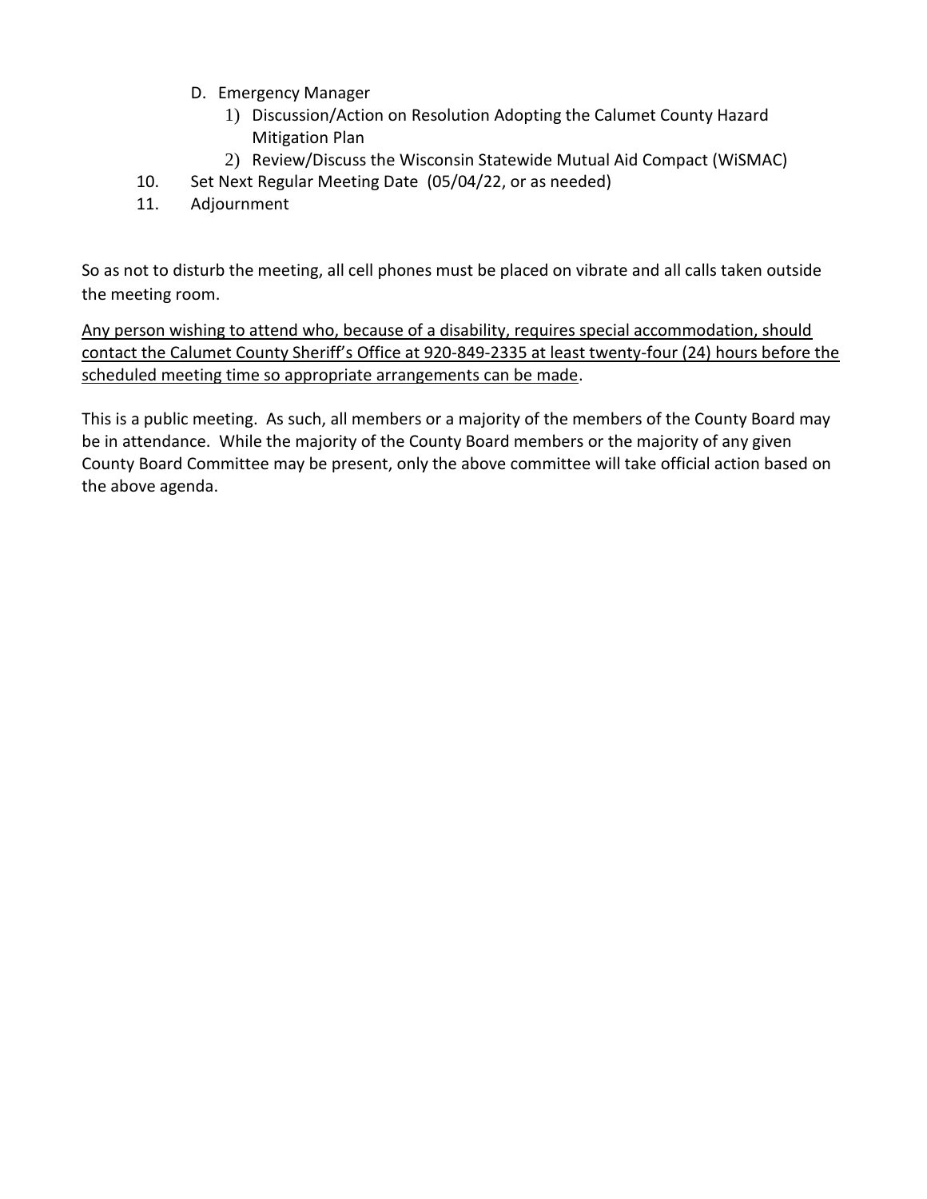D. Emergency Manager
    1) Discussion/Action on Resolution Adopting the Calumet County Hazard Mitigation Plan
    2) Review/Discuss the Wisconsin Statewide Mutual Aid Compact (WiSMAC)

10. Set Next Regular Meeting Date (05/04/22, or as needed)
11. Adjournment

So as not to disturb the meeting, all cell phones must be placed on vibrate and all calls taken outside the meeting room.

<u>Any person wishing to attend who, because of a disability, requires special accommodation, should contact the Calumet County Sheriff's Office at 920-849-2335 at least twenty-four (24) hours before the scheduled meeting time so appropriate arrangements can be made</u>.

This is a public meeting. As such, all members or a majority of the members of the County Board may be in attendance. While the majority of the County Board members or the majority of any given County Board Committee may be present, only the above committee will take official action based on the above agenda.